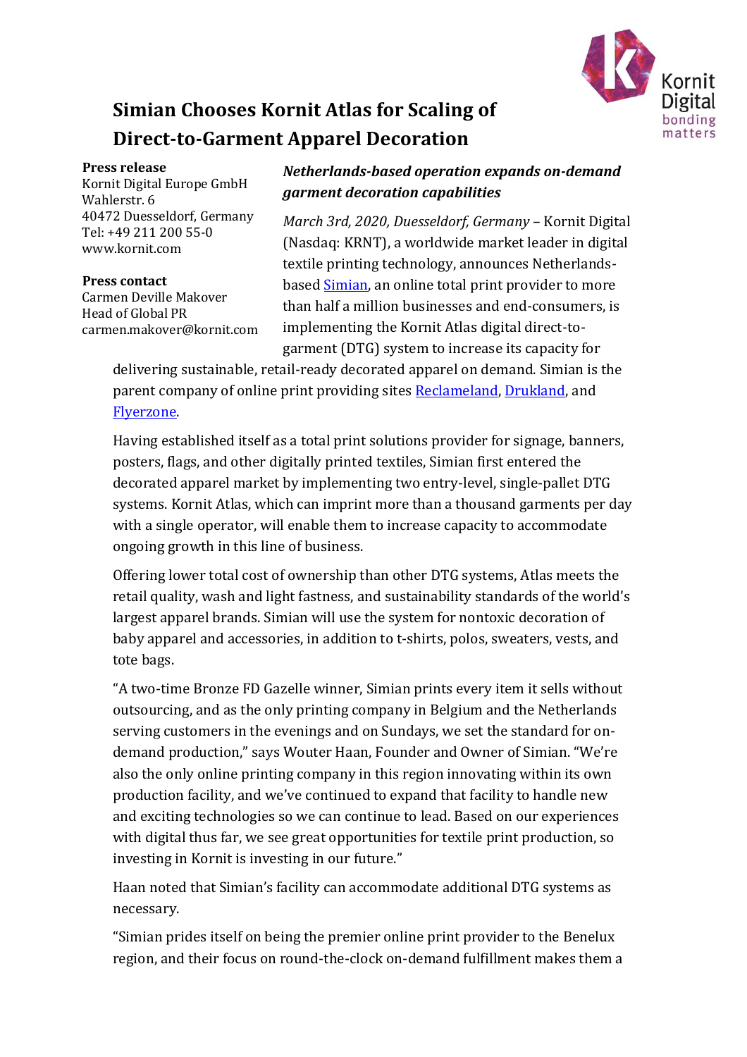# Simian Chooses Kornit Atlas for Scaling of Direct-to-Garment Apparel Decoration

**Press release**
Kornit Digital Europe GmbH
Wahlerstr. 6
40472 Duesseldorf, Germany
Tel: +49 211 200 55-0
www.kornit.com

**Press contact**
Carmen Deville Makover
Head of Global PR
carmen.makover@kornit.com

***Netherlands-based operation expands on-demand garment decoration capabilities***

*March 3rd, 2020, Duesseldorf, Germany* – Kornit Digital (Nasdaq: KRNT), a worldwide market leader in digital textile printing technology, announces Netherlands-based Simian, an online total print provider to more than half a million businesses and end-consumers, is implementing the Kornit Atlas digital direct-to-garment (DTG) system to increase its capacity for delivering sustainable, retail-ready decorated apparel on demand. Simian is the parent company of online print providing sites Reclameland, Drukland, and Flyerzone.

Having established itself as a total print solutions provider for signage, banners, posters, flags, and other digitally printed textiles, Simian first entered the decorated apparel market by implementing two entry-level, single-pallet DTG systems. Kornit Atlas, which can imprint more than a thousand garments per day with a single operator, will enable them to increase capacity to accommodate ongoing growth in this line of business.

Offering lower total cost of ownership than other DTG systems, Atlas meets the retail quality, wash and light fastness, and sustainability standards of the world's largest apparel brands. Simian will use the system for nontoxic decoration of baby apparel and accessories, in addition to t-shirts, polos, sweaters, vests, and tote bags.

"A two-time Bronze FD Gazelle winner, Simian prints every item it sells without outsourcing, and as the only printing company in Belgium and the Netherlands serving customers in the evenings and on Sundays, we set the standard for on-demand production," says Wouter Haan, Founder and Owner of Simian. "We're also the only online printing company in this region innovating within its own production facility, and we've continued to expand that facility to handle new and exciting technologies so we can continue to lead. Based on our experiences with digital thus far, we see great opportunities for textile print production, so investing in Kornit is investing in our future."

Haan noted that Simian's facility can accommodate additional DTG systems as necessary.

"Simian prides itself on being the premier online print provider to the Benelux region, and their focus on round-the-clock on-demand fulfillment makes them a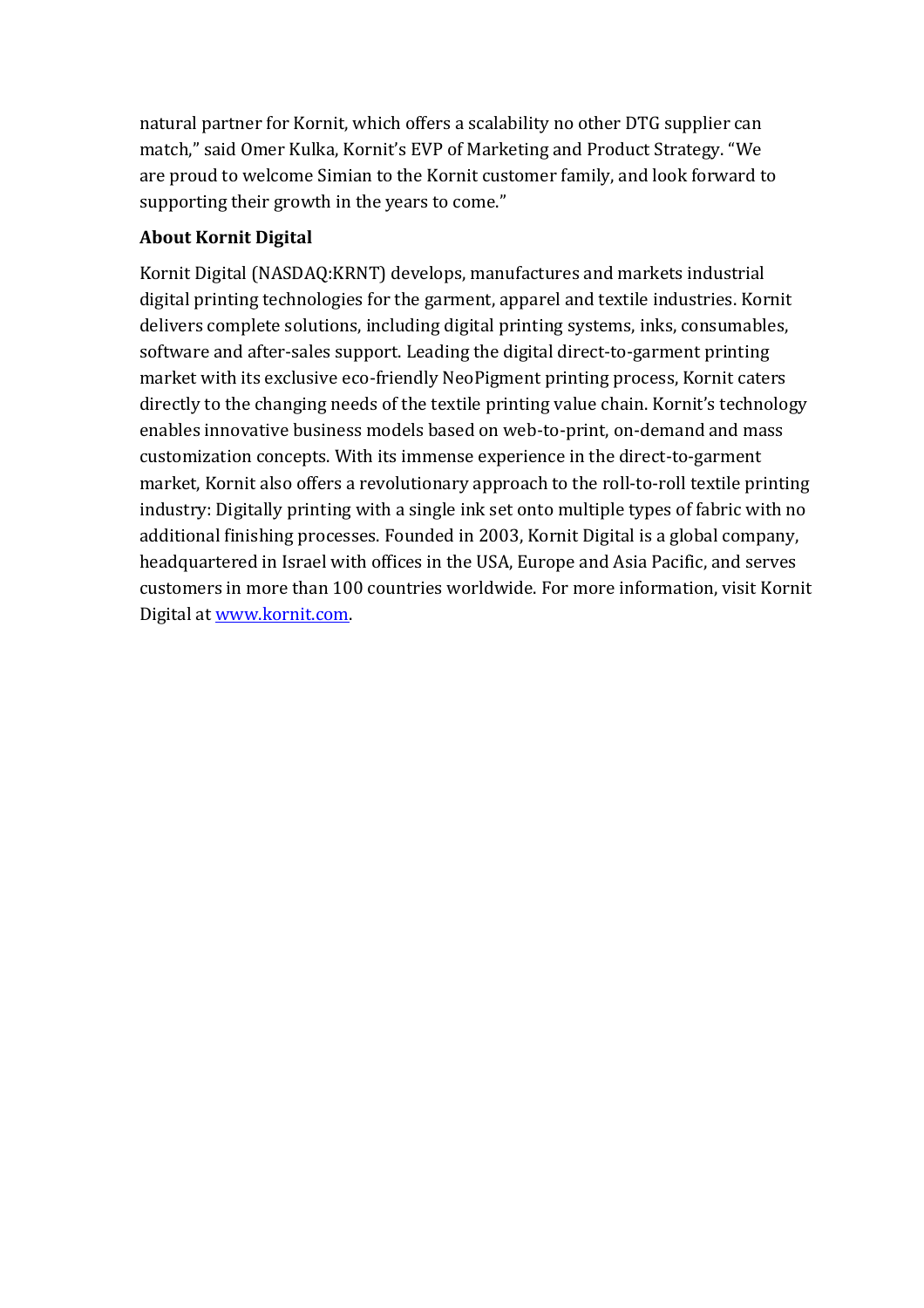natural partner for Kornit, which offers a scalability no other DTG supplier can match," said Omer Kulka, Kornit's EVP of Marketing and Product Strategy. "We are proud to welcome Simian to the Kornit customer family, and look forward to supporting their growth in the years to come."

**About Kornit Digital**

Kornit Digital (NASDAQ:KRNT) develops, manufactures and markets industrial digital printing technologies for the garment, apparel and textile industries. Kornit delivers complete solutions, including digital printing systems, inks, consumables, software and after-sales support. Leading the digital direct-to-garment printing market with its exclusive eco-friendly NeoPigment printing process, Kornit caters directly to the changing needs of the textile printing value chain. Kornit's technology enables innovative business models based on web-to-print, on-demand and mass customization concepts. With its immense experience in the direct-to-garment market, Kornit also offers a revolutionary approach to the roll-to-roll textile printing industry: Digitally printing with a single ink set onto multiple types of fabric with no additional finishing processes. Founded in 2003, Kornit Digital is a global company, headquartered in Israel with offices in the USA, Europe and Asia Pacific, and serves customers in more than 100 countries worldwide. For more information, visit Kornit Digital at [www.kornit.com](http://www.kornit.com).